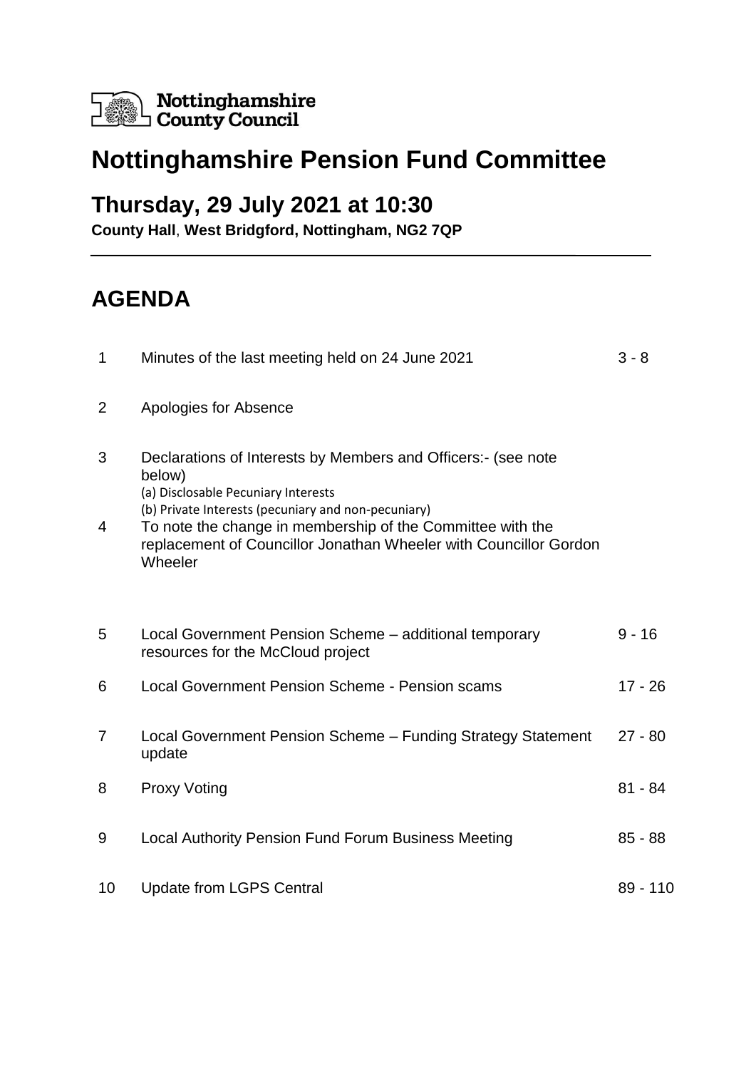Nottinghamshire County Council

# Nottinghamshire Pension Fund Committee

## Thursday, 29 July 2021 at 10:30

**County Hall**, **West Bridgford, Nottingham, NG2 7QP**

# AGENDA

| | | |
|---|---|---|
| 1 | Minutes of the last meeting held on 24 June 2021 | 3 - 8 |
| 2 | Apologies for Absence | |
| 3 | Declarations of Interests by Members and Officers:- (see note below)<br>(a) Disclosable Pecuniary Interests<br>(b) Private Interests (pecuniary and non-pecuniary) | |
| 4 | To note the change in membership of the Committee with the replacement of Councillor Jonathan Wheeler with Councillor Gordon Wheeler | |
| 5 | Local Government Pension Scheme – additional temporary resources for the McCloud project | 9 - 16 |
| 6 | Local Government Pension Scheme - Pension scams | 17 - 26 |
| 7 | Local Government Pension Scheme – Funding Strategy Statement update | 27 - 80 |
| 8 | Proxy Voting | 81 - 84 |
| 9 | Local Authority Pension Fund Forum Business Meeting | 85 - 88 |
| 10 | Update from LGPS Central | 89 - 110 |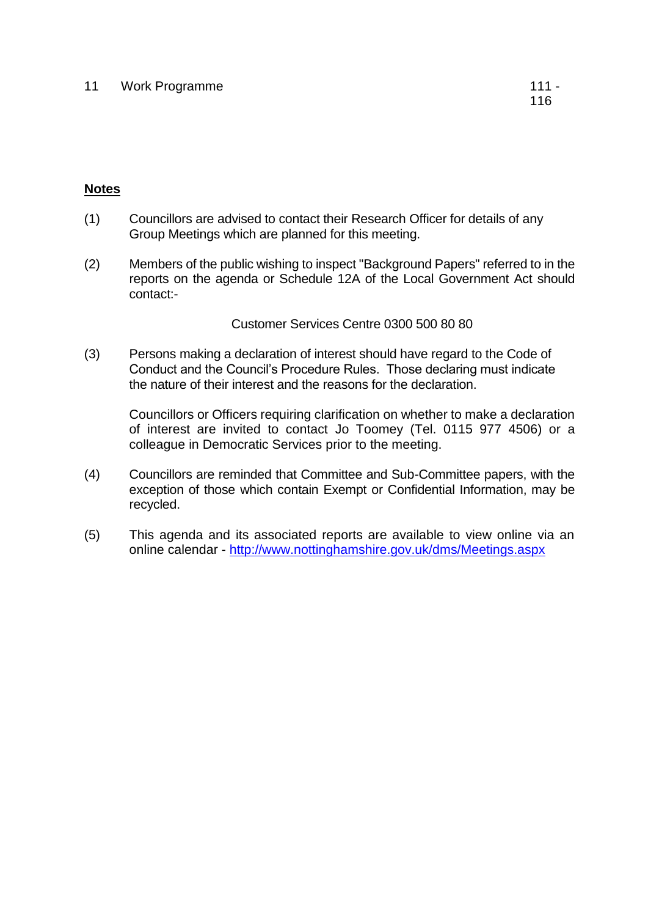| | | |
|---|---|---|
| 11 | Work Programme | 111 - 116 |

**Notes**

(1) Councillors are advised to contact their Research Officer for details of any Group Meetings which are planned for this meeting.

(2) Members of the public wishing to inspect "Background Papers" referred to in the reports on the agenda or Schedule 12A of the Local Government Act should contact:-

Customer Services Centre 0300 500 80 80

(3) Persons making a declaration of interest should have regard to the Code of Conduct and the Council's Procedure Rules. Those declaring must indicate the nature of their interest and the reasons for the declaration.

Councillors or Officers requiring clarification on whether to make a declaration of interest are invited to contact Jo Toomey (Tel. 0115 977 4506) or a colleague in Democratic Services prior to the meeting.

(4) Councillors are reminded that Committee and Sub-Committee papers, with the exception of those which contain Exempt or Confidential Information, may be recycled.

(5) This agenda and its associated reports are available to view online via an online calendar - http://www.nottinghamshire.gov.uk/dms/Meetings.aspx